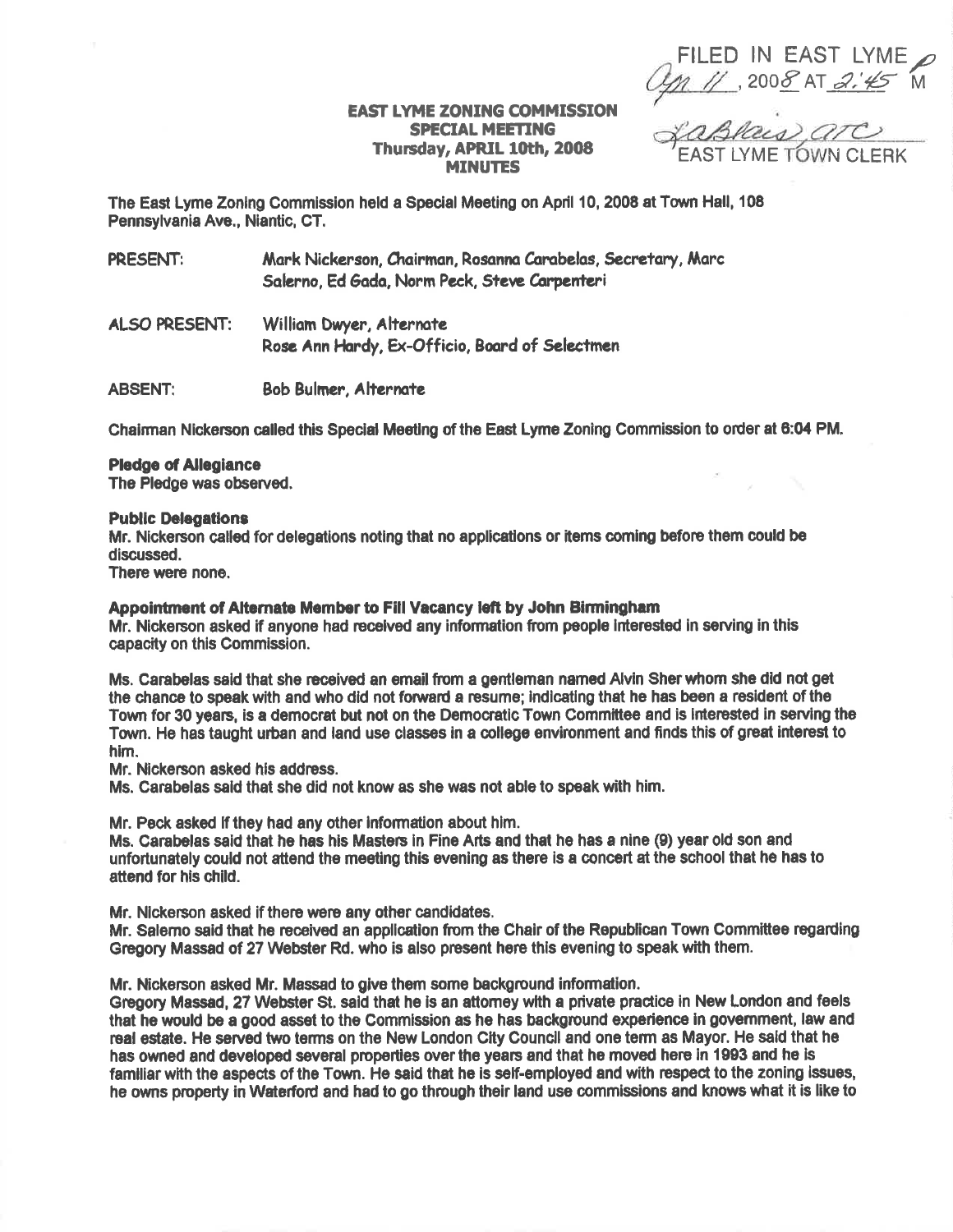FILED IN EAST LYME
Apr 11, 2008 AT 2:45 PM

LaBlais, ATC
EAST LYME TOWN CLERK

**EAST LYME ZONING COMMISSION**
**SPECIAL MEETING**
**Thursday, APRIL 10th, 2008**
**MINUTES**

The East Lyme Zoning Commission held a Special Meeting on April 10, 2008 at Town Hall, 108 Pennsylvania Ave., Niantic, CT.

PRESENT: Mark Nickerson, Chairman, Rosanna Carabelas, Secretary, Marc Salerno, Ed Gada, Norm Peck, Steve Carpenteri

ALSO PRESENT: William Dwyer, Alternate
Rose Ann Hardy, Ex-Officio, Board of Selectmen

ABSENT: Bob Bulmer, Alternate

Chairman Nickerson called this Special Meeting of the East Lyme Zoning Commission to order at 6:04 PM.

**Pledge of Allegiance**
The Pledge was observed.

**Public Delegations**
Mr. Nickerson called for delegations noting that no applications or items coming before them could be discussed.
There were none.

**Appointment of Alternate Member to Fill Vacancy left by John Birmingham**
Mr. Nickerson asked if anyone had received any information from people interested in serving in this capacity on this Commission.

Ms. Carabelas said that she received an email from a gentleman named Alvin Sher whom she did not get the chance to speak with and who did not forward a resume; indicating that he has been a resident of the Town for 30 years, is a democrat but not on the Democratic Town Committee and is interested in serving the Town. He has taught urban and land use classes in a college environment and finds this of great interest to him.
Mr. Nickerson asked his address.
Ms. Carabelas said that she did not know as she was not able to speak with him.

Mr. Peck asked if they had any other information about him.
Ms. Carabelas said that he has his Masters in Fine Arts and that he has a nine (9) year old son and unfortunately could not attend the meeting this evening as there is a concert at the school that he has to attend for his child.

Mr. Nickerson asked if there were any other candidates.
Mr. Salerno said that he received an application from the Chair of the Republican Town Committee regarding Gregory Massad of 27 Webster Rd. who is also present here this evening to speak with them.

Mr. Nickerson asked Mr. Massad to give them some background information.
Gregory Massad, 27 Webster St. said that he is an attorney with a private practice in New London and feels that he would be a good asset to the Commission as he has background experience in government, law and real estate. He served two terms on the New London City Council and one term as Mayor. He said that he has owned and developed several properties over the years and that he moved here in 1993 and he is familiar with the aspects of the Town. He said that he is self-employed and with respect to the zoning issues, he owns property in Waterford and had to go through their land use commissions and knows what it is like to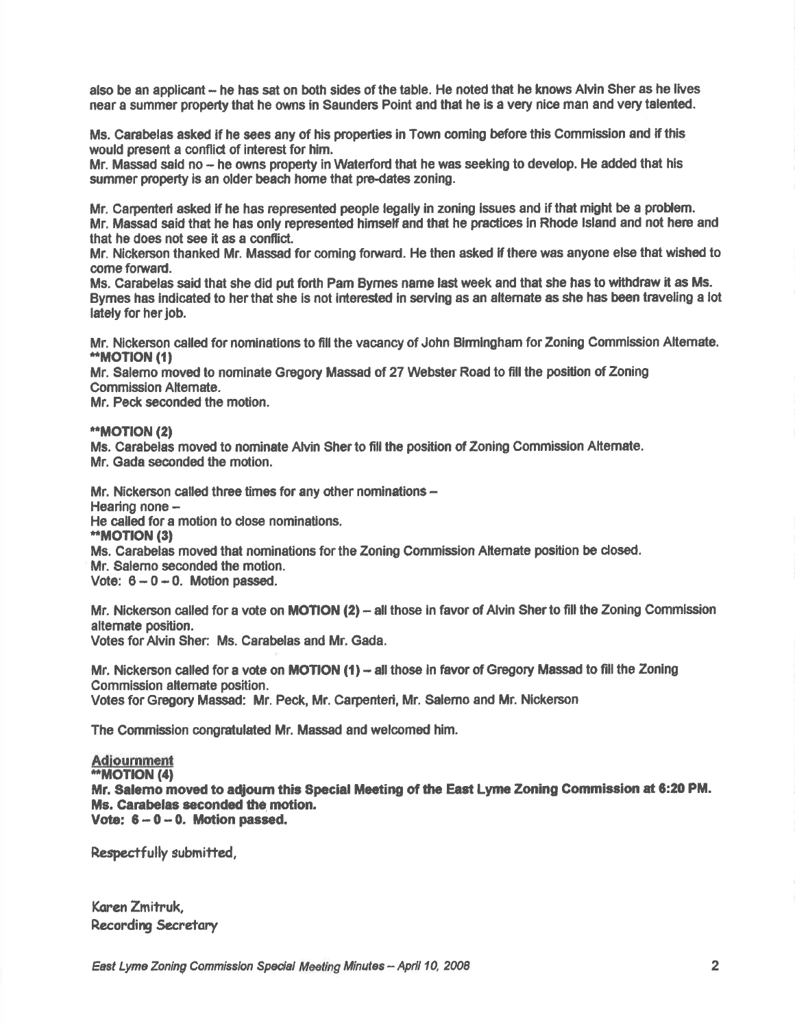also be an applicant – he has sat on both sides of the table. He noted that he knows Alvin Sher as he lives near a summer property that he owns in Saunders Point and that he is a very nice man and very talented.

Ms. Carabelas asked if he sees any of his properties in Town coming before this Commission and if this would present a conflict of interest for him.
Mr. Massad said no – he owns property in Waterford that he was seeking to develop. He added that his summer property is an older beach home that pre-dates zoning.

Mr. Carpenteri asked if he has represented people legally in zoning issues and if that might be a problem.
Mr. Massad said that he has only represented himself and that he practices in Rhode Island and not here and that he does not see it as a conflict.
Mr. Nickerson thanked Mr. Massad for coming forward. He then asked if there was anyone else that wished to come forward.
Ms. Carabelas said that she did put forth Pam Byrnes name last week and that she has to withdraw it as Ms. Byrnes has indicated to her that she is not interested in serving as an alternate as she has been traveling a lot lately for her job.

Mr. Nickerson called for nominations to fill the vacancy of John Birmingham for Zoning Commission Alternate.
**\*\*MOTION (1)**
Mr. Salerno moved to nominate Gregory Massad of 27 Webster Road to fill the position of Zoning Commission Alternate.
Mr. Peck seconded the motion.

**\*\*MOTION (2)**
Ms. Carabelas moved to nominate Alvin Sher to fill the position of Zoning Commission Alternate.
Mr. Gada seconded the motion.

Mr. Nickerson called three times for any other nominations –
Hearing none –
He called for a motion to close nominations.
**\*\*MOTION (3)**
Ms. Carabelas moved that nominations for the Zoning Commission Alternate position be closed.
Mr. Salerno seconded the motion.
Vote: 6 – 0 – 0. Motion passed.

Mr. Nickerson called for a vote on **MOTION (2)** – all those in favor of Alvin Sher to fill the Zoning Commission alternate position.
Votes for Alvin Sher: Ms. Carabelas and Mr. Gada.

Mr. Nickerson called for a vote on **MOTION (1)** – all those in favor of Gregory Massad to fill the Zoning Commission alternate position.
Votes for Gregory Massad: Mr. Peck, Mr. Carpenteri, Mr. Salerno and Mr. Nickerson

The Commission congratulated Mr. Massad and welcomed him.

**Adjournment**
**\*\*MOTION (4)**
**Mr. Salerno moved to adjourn this Special Meeting of the East Lyme Zoning Commission at 6:20 PM.**
**Ms. Carabelas seconded the motion.**
**Vote: 6 – 0 – 0. Motion passed.**

Respectfully submitted,

Karen Zmitruk,
Recording Secretary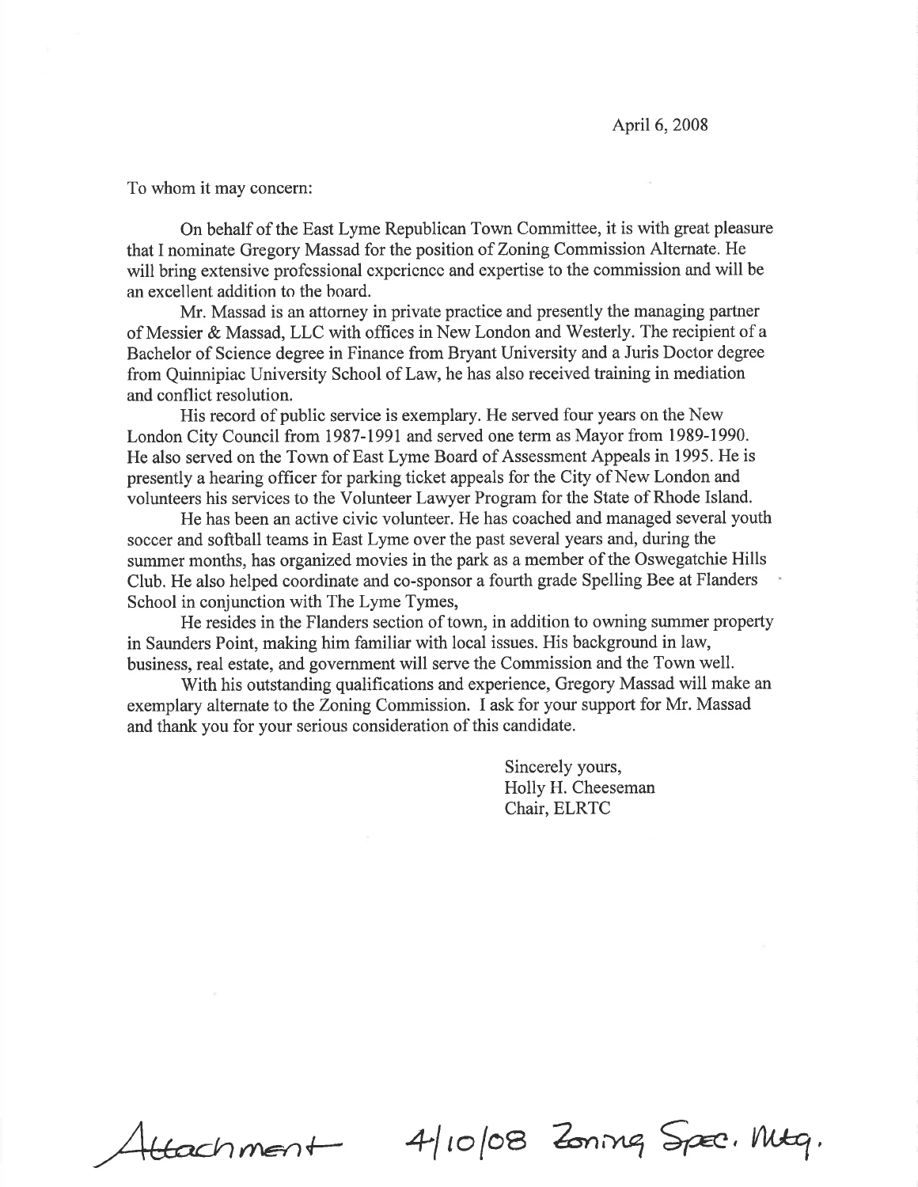April 6, 2008

To whom it may concern:

On behalf of the East Lyme Republican Town Committee, it is with great pleasure that I nominate Gregory Massad for the position of Zoning Commission Alternate. He will bring extensive professional experience and expertise to the commission and will be an excellent addition to the board.

Mr. Massad is an attorney in private practice and presently the managing partner of Messier & Massad, LLC with offices in New London and Westerly. The recipient of a Bachelor of Science degree in Finance from Bryant University and a Juris Doctor degree from Quinnipiac University School of Law, he has also received training in mediation and conflict resolution.

His record of public service is exemplary. He served four years on the New London City Council from 1987-1991 and served one term as Mayor from 1989-1990. He also served on the Town of East Lyme Board of Assessment Appeals in 1995. He is presently a hearing officer for parking ticket appeals for the City of New London and volunteers his services to the Volunteer Lawyer Program for the State of Rhode Island.

He has been an active civic volunteer. He has coached and managed several youth soccer and softball teams in East Lyme over the past several years and, during the summer months, has organized movies in the park as a member of the Oswegatchie Hills Club. He also helped coordinate and co-sponsor a fourth grade Spelling Bee at Flanders School in conjunction with The Lyme Tymes,

He resides in the Flanders section of town, in addition to owning summer property in Saunders Point, making him familiar with local issues. His background in law, business, real estate, and government will serve the Commission and the Town well.

With his outstanding qualifications and experience, Gregory Massad will make an exemplary alternate to the Zoning Commission. I ask for your support for Mr. Massad and thank you for your serious consideration of this candidate.

Sincerely yours,
Holly H. Cheeseman
Chair, ELRTC

Attachment 4/10/08 Zoning Spec. Mtg.